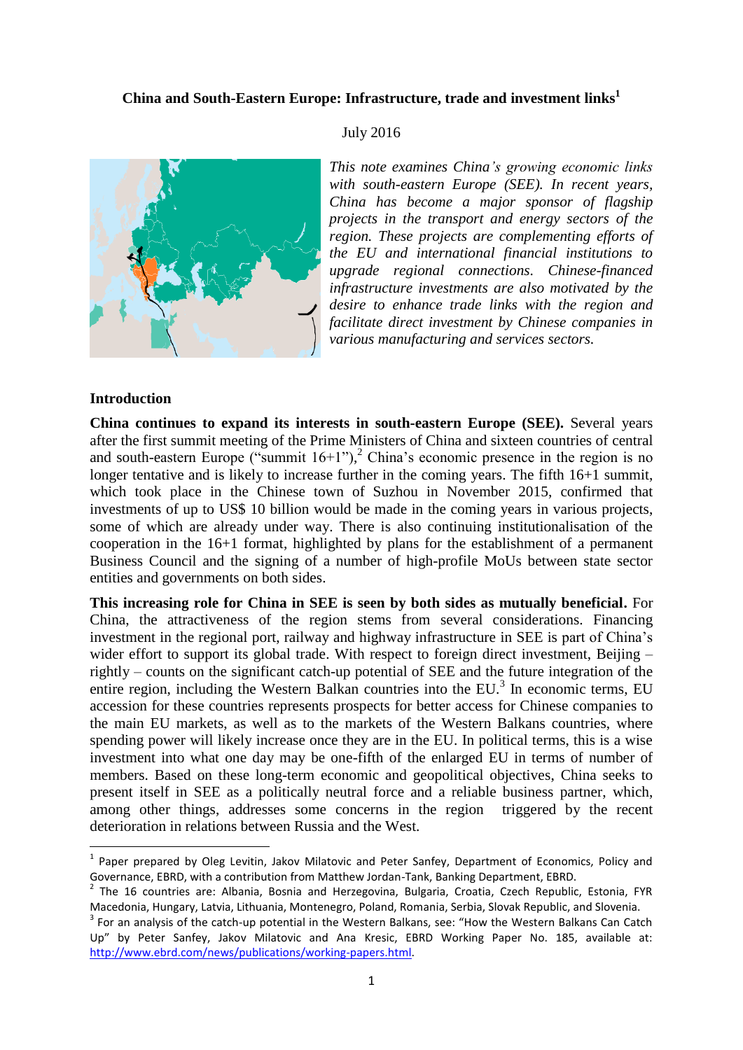**China and South-Eastern Europe: Infrastructure, trade and investment links[1]**

July 2016

*This note examines China's growing economic links with south-eastern Europe (SEE). In recent years, China has become a major sponsor of flagship projects in the transport and energy sectors of the region. These projects are complementing efforts of the EU and international financial institutions to upgrade regional connections. Chinese-financed infrastructure investments are also motivated by the desire to enhance trade links with the region and facilitate direct investment by Chinese companies in various manufacturing and services sectors.*

## Introduction

**China continues to expand its interests in south-eastern Europe (SEE).** Several years after the first summit meeting of the Prime Ministers of China and sixteen countries of central and south-eastern Europe ("summit 16+1"),[2] China's economic presence in the region is no longer tentative and is likely to increase further in the coming years. The fifth 16+1 summit, which took place in the Chinese town of Suzhou in November 2015, confirmed that investments of up to US$ 10 billion would be made in the coming years in various projects, some of which are already under way. There is also continuing institutionalisation of the cooperation in the 16+1 format, highlighted by plans for the establishment of a permanent Business Council and the signing of a number of high-profile MoUs between state sector entities and governments on both sides.

**This increasing role for China in SEE is seen by both sides as mutually beneficial.** For China, the attractiveness of the region stems from several considerations. Financing investment in the regional port, railway and highway infrastructure in SEE is part of China's wider effort to support its global trade. With respect to foreign direct investment, Beijing – rightly – counts on the significant catch-up potential of SEE and the future integration of the entire region, including the Western Balkan countries into the EU.[3] In economic terms, EU accession for these countries represents prospects for better access for Chinese companies to the main EU markets, as well as to the markets of the Western Balkans countries, where spending power will likely increase once they are in the EU. In political terms, this is a wise investment into what one day may be one-fifth of the enlarged EU in terms of number of members. Based on these long-term economic and geopolitical objectives, China seeks to present itself in SEE as a politically neutral force and a reliable business partner, which, among other things, addresses some concerns in the region triggered by the recent deterioration in relations between Russia and the West.

---

[1] Paper prepared by Oleg Levitin, Jakov Milatovic and Peter Sanfey, Department of Economics, Policy and Governance, EBRD, with a contribution from Matthew Jordan-Tank, Banking Department, EBRD.

[2] The 16 countries are: Albania, Bosnia and Herzegovina, Bulgaria, Croatia, Czech Republic, Estonia, FYR Macedonia, Hungary, Latvia, Lithuania, Montenegro, Poland, Romania, Serbia, Slovak Republic, and Slovenia.

[3] For an analysis of the catch-up potential in the Western Balkans, see: "How the Western Balkans Can Catch Up" by Peter Sanfey, Jakov Milatovic and Ana Kresic, EBRD Working Paper No. 185, available at: http://www.ebrd.com/news/publications/working-papers.html.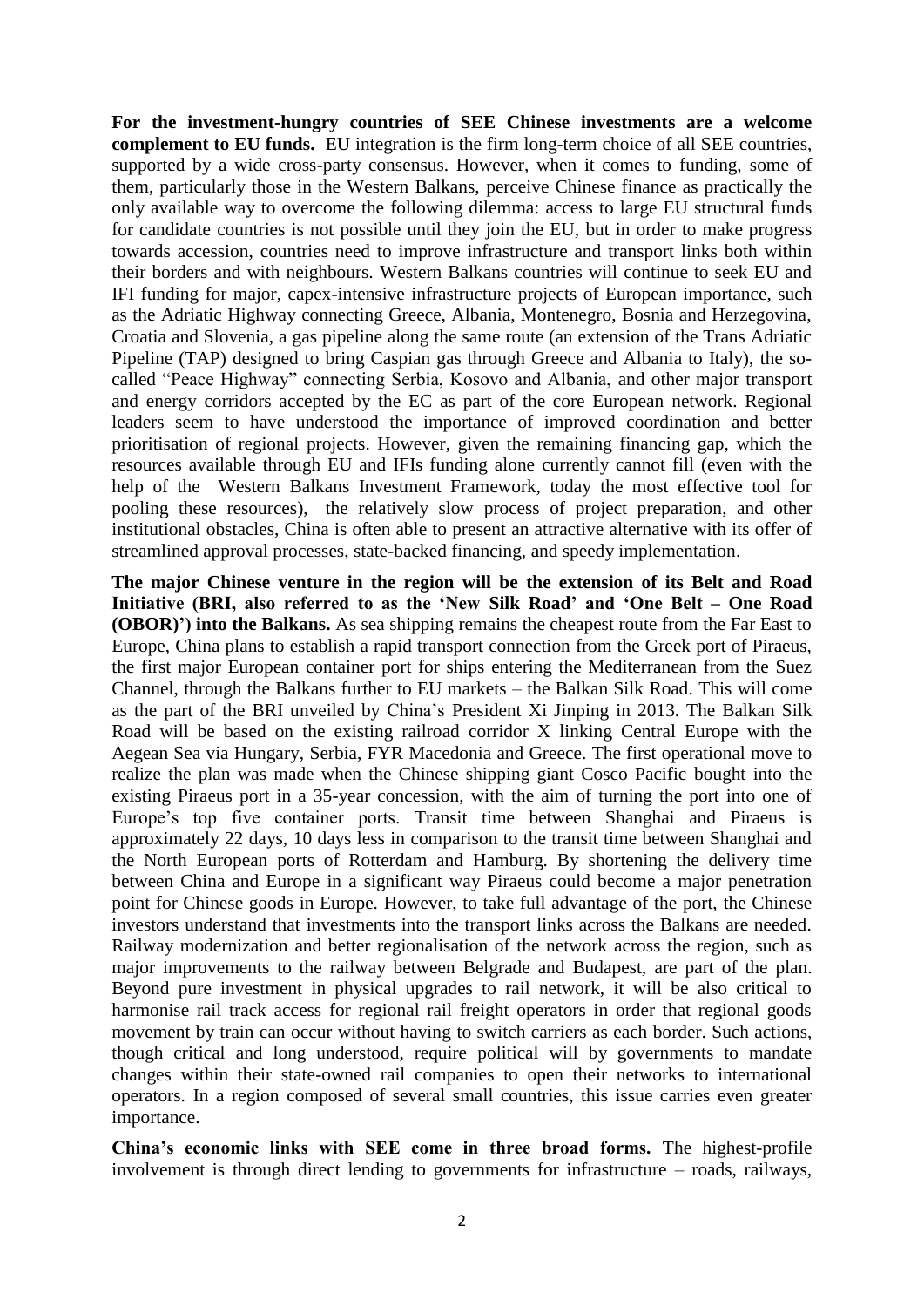**For the investment-hungry countries of SEE Chinese investments are a welcome complement to EU funds.** EU integration is the firm long-term choice of all SEE countries, supported by a wide cross-party consensus. However, when it comes to funding, some of them, particularly those in the Western Balkans, perceive Chinese finance as practically the only available way to overcome the following dilemma: access to large EU structural funds for candidate countries is not possible until they join the EU, but in order to make progress towards accession, countries need to improve infrastructure and transport links both within their borders and with neighbours. Western Balkans countries will continue to seek EU and IFI funding for major, capex-intensive infrastructure projects of European importance, such as the Adriatic Highway connecting Greece, Albania, Montenegro, Bosnia and Herzegovina, Croatia and Slovenia, a gas pipeline along the same route (an extension of the Trans Adriatic Pipeline (TAP) designed to bring Caspian gas through Greece and Albania to Italy), the so-called "Peace Highway" connecting Serbia, Kosovo and Albania, and other major transport and energy corridors accepted by the EC as part of the core European network. Regional leaders seem to have understood the importance of improved coordination and better prioritisation of regional projects. However, given the remaining financing gap, which the resources available through EU and IFIs funding alone currently cannot fill (even with the help of the Western Balkans Investment Framework, today the most effective tool for pooling these resources), the relatively slow process of project preparation, and other institutional obstacles, China is often able to present an attractive alternative with its offer of streamlined approval processes, state-backed financing, and speedy implementation.

**The major Chinese venture in the region will be the extension of its Belt and Road Initiative (BRI, also referred to as the 'New Silk Road' and 'One Belt – One Road (OBOR)') into the Balkans.** As sea shipping remains the cheapest route from the Far East to Europe, China plans to establish a rapid transport connection from the Greek port of Piraeus, the first major European container port for ships entering the Mediterranean from the Suez Channel, through the Balkans further to EU markets – the Balkan Silk Road. This will come as the part of the BRI unveiled by China's President Xi Jinping in 2013. The Balkan Silk Road will be based on the existing railroad corridor X linking Central Europe with the Aegean Sea via Hungary, Serbia, FYR Macedonia and Greece. The first operational move to realize the plan was made when the Chinese shipping giant Cosco Pacific bought into the existing Piraeus port in a 35-year concession, with the aim of turning the port into one of Europe's top five container ports. Transit time between Shanghai and Piraeus is approximately 22 days, 10 days less in comparison to the transit time between Shanghai and the North European ports of Rotterdam and Hamburg. By shortening the delivery time between China and Europe in a significant way Piraeus could become a major penetration point for Chinese goods in Europe. However, to take full advantage of the port, the Chinese investors understand that investments into the transport links across the Balkans are needed. Railway modernization and better regionalisation of the network across the region, such as major improvements to the railway between Belgrade and Budapest, are part of the plan. Beyond pure investment in physical upgrades to rail network, it will be also critical to harmonise rail track access for regional rail freight operators in order that regional goods movement by train can occur without having to switch carriers as each border. Such actions, though critical and long understood, require political will by governments to mandate changes within their state-owned rail companies to open their networks to international operators. In a region composed of several small countries, this issue carries even greater importance.

**China's economic links with SEE come in three broad forms.** The highest-profile involvement is through direct lending to governments for infrastructure – roads, railways,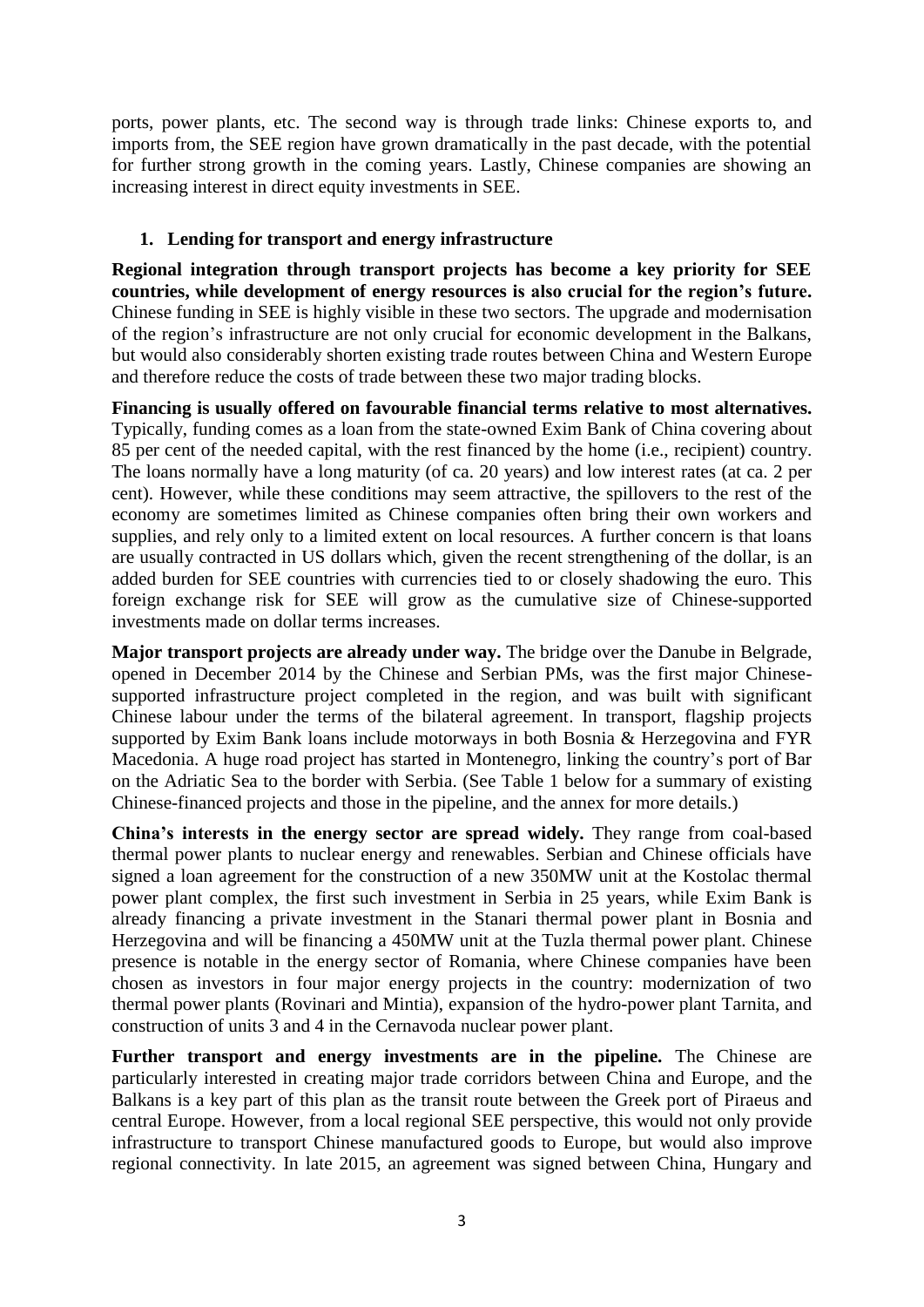ports, power plants, etc. The second way is through trade links: Chinese exports to, and imports from, the SEE region have grown dramatically in the past decade, with the potential for further strong growth in the coming years. Lastly, Chinese companies are showing an increasing interest in direct equity investments in SEE.

## 1. Lending for transport and energy infrastructure

**Regional integration through transport projects has become a key priority for SEE countries, while development of energy resources is also crucial for the region's future.** Chinese funding in SEE is highly visible in these two sectors. The upgrade and modernisation of the region's infrastructure are not only crucial for economic development in the Balkans, but would also considerably shorten existing trade routes between China and Western Europe and therefore reduce the costs of trade between these two major trading blocks.

**Financing is usually offered on favourable financial terms relative to most alternatives.** Typically, funding comes as a loan from the state-owned Exim Bank of China covering about 85 per cent of the needed capital, with the rest financed by the home (i.e., recipient) country. The loans normally have a long maturity (of ca. 20 years) and low interest rates (at ca. 2 per cent). However, while these conditions may seem attractive, the spillovers to the rest of the economy are sometimes limited as Chinese companies often bring their own workers and supplies, and rely only to a limited extent on local resources. A further concern is that loans are usually contracted in US dollars which, given the recent strengthening of the dollar, is an added burden for SEE countries with currencies tied to or closely shadowing the euro. This foreign exchange risk for SEE will grow as the cumulative size of Chinese-supported investments made on dollar terms increases.

**Major transport projects are already under way.** The bridge over the Danube in Belgrade, opened in December 2014 by the Chinese and Serbian PMs, was the first major Chinese-supported infrastructure project completed in the region, and was built with significant Chinese labour under the terms of the bilateral agreement. In transport, flagship projects supported by Exim Bank loans include motorways in both Bosnia & Herzegovina and FYR Macedonia. A huge road project has started in Montenegro, linking the country's port of Bar on the Adriatic Sea to the border with Serbia. (See Table 1 below for a summary of existing Chinese-financed projects and those in the pipeline, and the annex for more details.)

**China's interests in the energy sector are spread widely.** They range from coal-based thermal power plants to nuclear energy and renewables. Serbian and Chinese officials have signed a loan agreement for the construction of a new 350MW unit at the Kostolac thermal power plant complex, the first such investment in Serbia in 25 years, while Exim Bank is already financing a private investment in the Stanari thermal power plant in Bosnia and Herzegovina and will be financing a 450MW unit at the Tuzla thermal power plant. Chinese presence is notable in the energy sector of Romania, where Chinese companies have been chosen as investors in four major energy projects in the country: modernization of two thermal power plants (Rovinari and Mintia), expansion of the hydro-power plant Tarnita, and construction of units 3 and 4 in the Cernavoda nuclear power plant.

**Further transport and energy investments are in the pipeline.** The Chinese are particularly interested in creating major trade corridors between China and Europe, and the Balkans is a key part of this plan as the transit route between the Greek port of Piraeus and central Europe. However, from a local regional SEE perspective, this would not only provide infrastructure to transport Chinese manufactured goods to Europe, but would also improve regional connectivity. In late 2015, an agreement was signed between China, Hungary and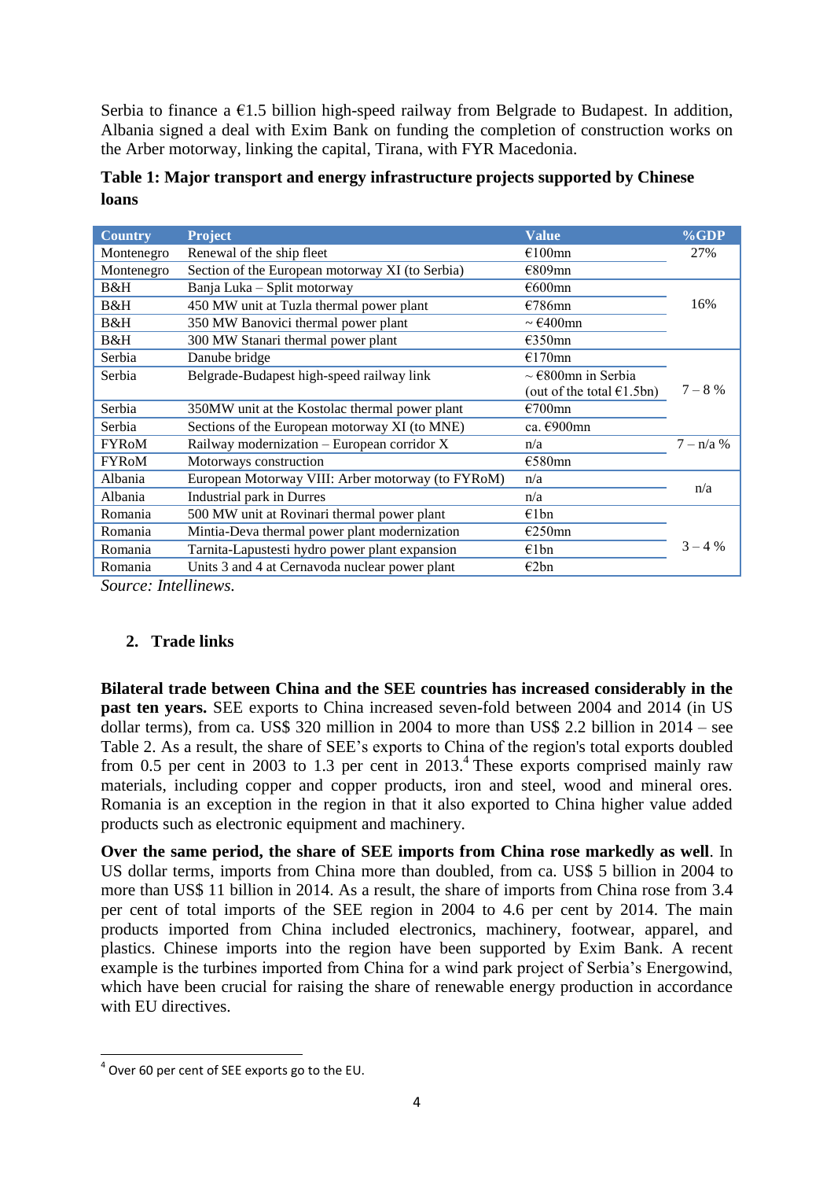Serbia to finance a €1.5 billion high-speed railway from Belgrade to Budapest. In addition, Albania signed a deal with Exim Bank on funding the completion of construction works on the Arber motorway, linking the capital, Tirana, with FYR Macedonia.

**Table 1: Major transport and energy infrastructure projects supported by Chinese loans**

| Country | Project | Value | %GDP |
|---|---|---|---|
| Montenegro | Renewal of the ship fleet | €100mn | 27% |
| Montenegro | Section of the European motorway XI (to Serbia) | €809mn | |
| B&H | Banja Luka – Split motorway | €600mn | 16% |
| B&H | 450 MW unit at Tuzla thermal power plant | €786mn | |
| B&H | 350 MW Banovici thermal power plant | ~ €400mn | |
| B&H | 300 MW Stanari thermal power plant | €350mn | |
| Serbia | Danube bridge | €170mn | 7 – 8 % |
| Serbia | Belgrade-Budapest high-speed railway link | ~ €800mn in Serbia (out of the total €1.5bn) | |
| Serbia | 350MW unit at the Kostolac thermal power plant | €700mn | |
| Serbia | Sections of the European motorway XI (to MNE) | ca. €900mn | |
| FYRoM | Railway modernization – European corridor X | n/a | 7 – n/a % |
| FYRoM | Motorways construction | €580mn | |
| Albania | European Motorway VIII: Arber motorway (to FYRoM) | n/a | n/a |
| Albania | Industrial park in Durres | n/a | |
| Romania | 500 MW unit at Rovinari thermal power plant | €1bn | 3 – 4 % |
| Romania | Mintia-Deva thermal power plant modernization | €250mn | |
| Romania | Tarnita-Lapustesti hydro power plant expansion | €1bn | |
| Romania | Units 3 and 4 at Cernavoda nuclear power plant | €2bn | |

*Source: Intellinews.*

## 2. Trade links

**Bilateral trade between China and the SEE countries has increased considerably in the past ten years.** SEE exports to China increased seven-fold between 2004 and 2014 (in US dollar terms), from ca. US$ 320 million in 2004 to more than US$ 2.2 billion in 2014 – see Table 2. As a result, the share of SEE's exports to China of the region's total exports doubled from 0.5 per cent in 2003 to 1.3 per cent in 2013.[4] These exports comprised mainly raw materials, including copper and copper products, iron and steel, wood and mineral ores. Romania is an exception in the region in that it also exported to China higher value added products such as electronic equipment and machinery.

**Over the same period, the share of SEE imports from China rose markedly as well**. In US dollar terms, imports from China more than doubled, from ca. US$ 5 billion in 2004 to more than US$ 11 billion in 2014. As a result, the share of imports from China rose from 3.4 per cent of total imports of the SEE region in 2004 to 4.6 per cent by 2014. The main products imported from China included electronics, machinery, footwear, apparel, and plastics. Chinese imports into the region have been supported by Exim Bank. A recent example is the turbines imported from China for a wind park project of Serbia's Energowind, which have been crucial for raising the share of renewable energy production in accordance with EU directives.

[4] Over 60 per cent of SEE exports go to the EU.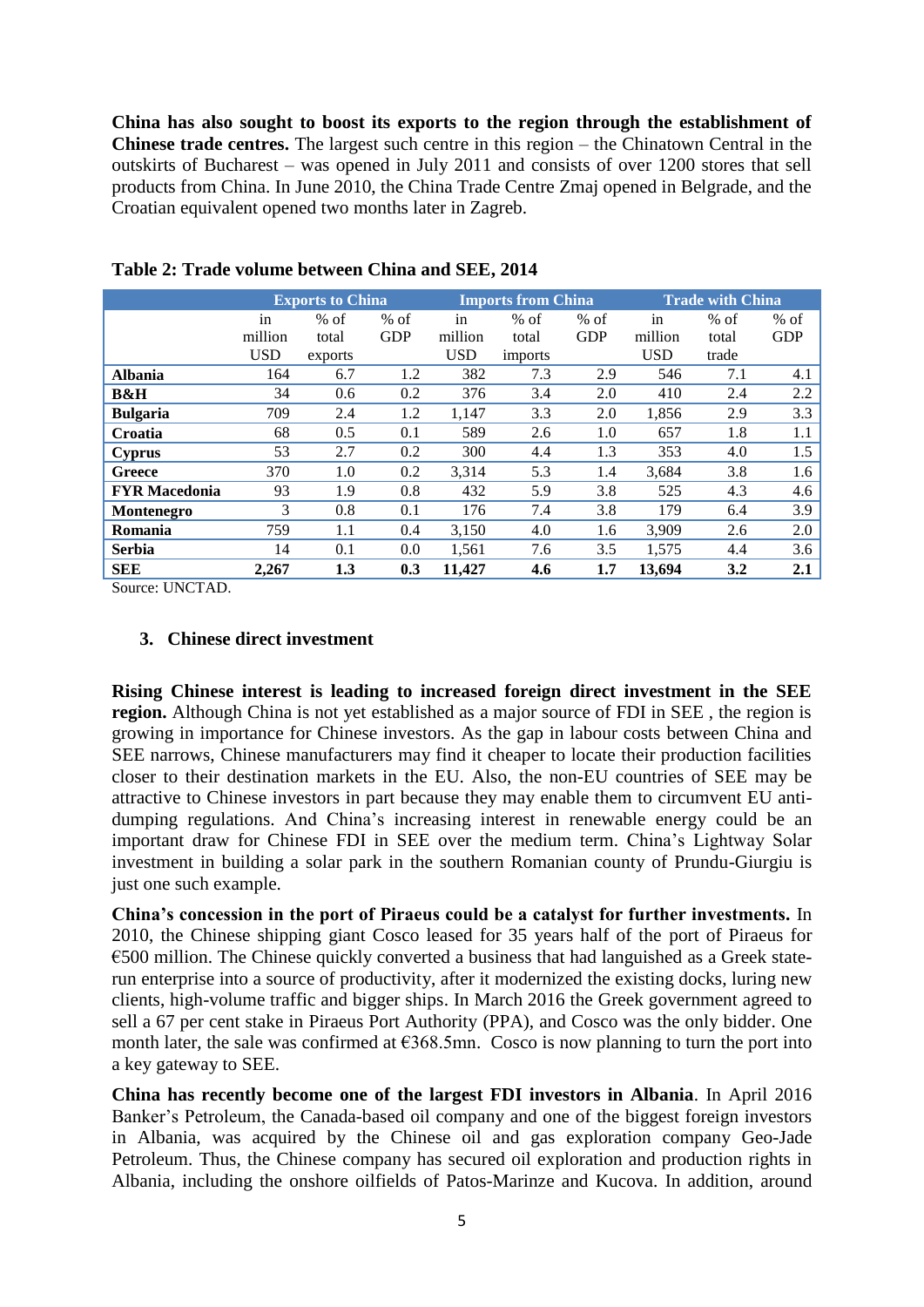**China has also sought to boost its exports to the region through the establishment of Chinese trade centres.** The largest such centre in this region – the Chinatown Central in the outskirts of Bucharest – was opened in July 2011 and consists of over 1200 stores that sell products from China. In June 2010, the China Trade Centre Zmaj opened in Belgrade, and the Croatian equivalent opened two months later in Zagreb.

**Table 2: Trade volume between China and SEE, 2014**

| | Exports to China | | | Imports from China | | | Trade with China | | |
|---|---|---|---|---|---|---|---|---|---|
| | in million USD | % of total exports | % of GDP | in million USD | % of total imports | % of GDP | in million USD | % of total trade | % of GDP |
| **Albania** | 164 | 6.7 | 1.2 | 382 | 7.3 | 2.9 | 546 | 7.1 | 4.1 |
| **B&H** | 34 | 0.6 | 0.2 | 376 | 3.4 | 2.0 | 410 | 2.4 | 2.2 |
| **Bulgaria** | 709 | 2.4 | 1.2 | 1,147 | 3.3 | 2.0 | 1,856 | 2.9 | 3.3 |
| **Croatia** | 68 | 0.5 | 0.1 | 589 | 2.6 | 1.0 | 657 | 1.8 | 1.1 |
| **Cyprus** | 53 | 2.7 | 0.2 | 300 | 4.4 | 1.3 | 353 | 4.0 | 1.5 |
| **Greece** | 370 | 1.0 | 0.2 | 3,314 | 5.3 | 1.4 | 3,684 | 3.8 | 1.6 |
| **FYR Macedonia** | 93 | 1.9 | 0.8 | 432 | 5.9 | 3.8 | 525 | 4.3 | 4.6 |
| **Montenegro** | 3 | 0.8 | 0.1 | 176 | 7.4 | 3.8 | 179 | 6.4 | 3.9 |
| **Romania** | 759 | 1.1 | 0.4 | 3,150 | 4.0 | 1.6 | 3,909 | 2.6 | 2.0 |
| **Serbia** | 14 | 0.1 | 0.0 | 1,561 | 7.6 | 3.5 | 1,575 | 4.4 | 3.6 |
| **SEE** | **2,267** | **1.3** | **0.3** | **11,427** | **4.6** | **1.7** | **13,694** | **3.2** | **2.1** |

Source: UNCTAD.

## 3. Chinese direct investment

**Rising Chinese interest is leading to increased foreign direct investment in the SEE region.** Although China is not yet established as a major source of FDI in SEE , the region is growing in importance for Chinese investors. As the gap in labour costs between China and SEE narrows, Chinese manufacturers may find it cheaper to locate their production facilities closer to their destination markets in the EU. Also, the non-EU countries of SEE may be attractive to Chinese investors in part because they may enable them to circumvent EU anti-dumping regulations. And China's increasing interest in renewable energy could be an important draw for Chinese FDI in SEE over the medium term. China's Lightway Solar investment in building a solar park in the southern Romanian county of Prundu-Giurgiu is just one such example.

**China's concession in the port of Piraeus could be a catalyst for further investments.** In 2010, the Chinese shipping giant Cosco leased for 35 years half of the port of Piraeus for €500 million. The Chinese quickly converted a business that had languished as a Greek state-run enterprise into a source of productivity, after it modernized the existing docks, luring new clients, high-volume traffic and bigger ships. In March 2016 the Greek government agreed to sell a 67 per cent stake in Piraeus Port Authority (PPA), and Cosco was the only bidder. One month later, the sale was confirmed at €368.5mn. Cosco is now planning to turn the port into a key gateway to SEE.

**China has recently become one of the largest FDI investors in Albania**. In April 2016 Banker's Petroleum, the Canada-based oil company and one of the biggest foreign investors in Albania, was acquired by the Chinese oil and gas exploration company Geo-Jade Petroleum. Thus, the Chinese company has secured oil exploration and production rights in Albania, including the onshore oilfields of Patos-Marinze and Kucova. In addition, around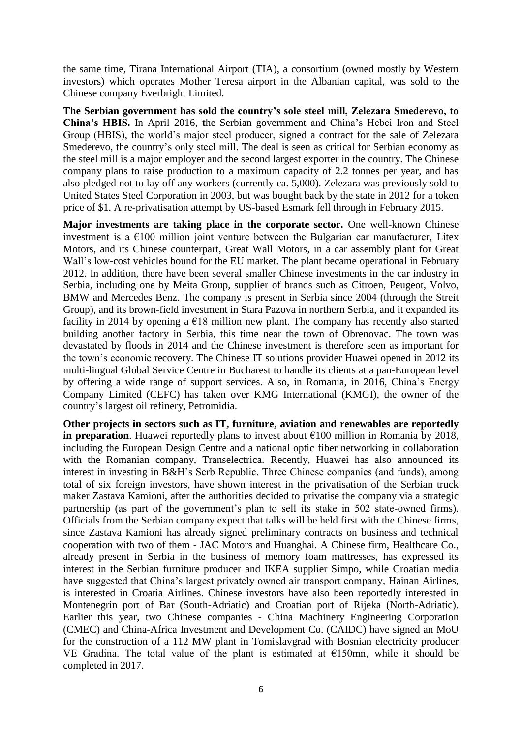the same time, Tirana International Airport (TIA), a consortium (owned mostly by Western investors) which operates Mother Teresa airport in the Albanian capital, was sold to the Chinese company Everbright Limited.

**The Serbian government has sold the country's sole steel mill, Zelezara Smederevo, to China's HBIS.** In April 2016, **t**he Serbian government and China's Hebei Iron and Steel Group (HBIS), the world's major steel producer, signed a contract for the sale of Zelezara Smederevo, the country's only steel mill. The deal is seen as critical for Serbian economy as the steel mill is a major employer and the second largest exporter in the country. The Chinese company plans to raise production to a maximum capacity of 2.2 tonnes per year, and has also pledged not to lay off any workers (currently ca. 5,000). Zelezara was previously sold to United States Steel Corporation in 2003, but was bought back by the state in 2012 for a token price of $1. A re-privatisation attempt by US-based Esmark fell through in February 2015.

**Major investments are taking place in the corporate sector.** One well-known Chinese investment is a €100 million joint venture between the Bulgarian car manufacturer, Litex Motors, and its Chinese counterpart, Great Wall Motors, in a car assembly plant for Great Wall's low-cost vehicles bound for the EU market. The plant became operational in February 2012. In addition, there have been several smaller Chinese investments in the car industry in Serbia, including one by Meita Group, supplier of brands such as Citroen, Peugeot, Volvo, BMW and Mercedes Benz. The company is present in Serbia since 2004 (through the Streit Group), and its brown-field investment in Stara Pazova in northern Serbia, and it expanded its facility in 2014 by opening a €18 million new plant. The company has recently also started building another factory in Serbia, this time near the town of Obrenovac. The town was devastated by floods in 2014 and the Chinese investment is therefore seen as important for the town's economic recovery. The Chinese IT solutions provider Huawei opened in 2012 its multi-lingual Global Service Centre in Bucharest to handle its clients at a pan-European level by offering a wide range of support services. Also, in Romania, in 2016, China's Energy Company Limited (CEFC) has taken over KMG International (KMGI), the owner of the country's largest oil refinery, Petromidia.

**Other projects in sectors such as IT, furniture, aviation and renewables are reportedly in preparation**. Huawei reportedly plans to invest about €100 million in Romania by 2018, including the European Design Centre and a national optic fiber networking in collaboration with the Romanian company, Transelectrica. Recently, Huawei has also announced its interest in investing in B&H's Serb Republic. Three Chinese companies (and funds), among total of six foreign investors, have shown interest in the privatisation of the Serbian truck maker Zastava Kamioni, after the authorities decided to privatise the company via a strategic partnership (as part of the government's plan to sell its stake in 502 state-owned firms). Officials from the Serbian company expect that talks will be held first with the Chinese firms, since Zastava Kamioni has already signed preliminary contracts on business and technical cooperation with two of them - JAC Motors and Huanghai. A Chinese firm, Healthcare Co., already present in Serbia in the business of memory foam mattresses, has expressed its interest in the Serbian furniture producer and IKEA supplier Simpo, while Croatian media have suggested that China's largest privately owned air transport company, Hainan Airlines, is interested in Croatia Airlines. Chinese investors have also been reportedly interested in Montenegrin port of Bar (South-Adriatic) and Croatian port of Rijeka (North-Adriatic). Earlier this year, two Chinese companies - China Machinery Engineering Corporation (CMEC) and China-Africa Investment and Development Co. (CAIDC) have signed an MoU for the construction of a 112 MW plant in Tomislavgrad with Bosnian electricity producer VE Gradina. The total value of the plant is estimated at €150mn, while it should be completed in 2017.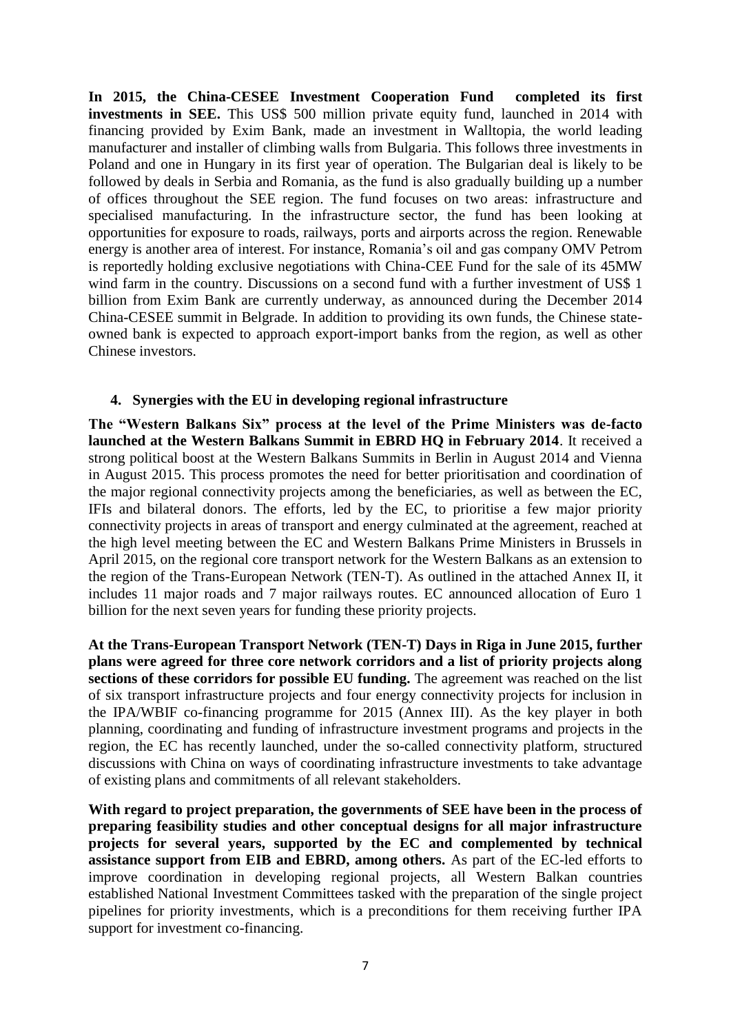**In 2015, the China-CESEE Investment Cooperation Fund completed its first investments in SEE.** This US$ 500 million private equity fund, launched in 2014 with financing provided by Exim Bank, made an investment in Walltopia, the world leading manufacturer and installer of climbing walls from Bulgaria. This follows three investments in Poland and one in Hungary in its first year of operation. The Bulgarian deal is likely to be followed by deals in Serbia and Romania, as the fund is also gradually building up a number of offices throughout the SEE region. The fund focuses on two areas: infrastructure and specialised manufacturing. In the infrastructure sector, the fund has been looking at opportunities for exposure to roads, railways, ports and airports across the region. Renewable energy is another area of interest. For instance, Romania's oil and gas company OMV Petrom is reportedly holding exclusive negotiations with China-CEE Fund for the sale of its 45MW wind farm in the country. Discussions on a second fund with a further investment of US$ 1 billion from Exim Bank are currently underway, as announced during the December 2014 China-CESEE summit in Belgrade. In addition to providing its own funds, the Chinese state-owned bank is expected to approach export-import banks from the region, as well as other Chinese investors.

## 4. Synergies with the EU in developing regional infrastructure

**The "Western Balkans Six" process at the level of the Prime Ministers was de-facto launched at the Western Balkans Summit in EBRD HQ in February 2014**. It received a strong political boost at the Western Balkans Summits in Berlin in August 2014 and Vienna in August 2015. This process promotes the need for better prioritisation and coordination of the major regional connectivity projects among the beneficiaries, as well as between the EC, IFIs and bilateral donors. The efforts, led by the EC, to prioritise a few major priority connectivity projects in areas of transport and energy culminated at the agreement, reached at the high level meeting between the EC and Western Balkans Prime Ministers in Brussels in April 2015, on the regional core transport network for the Western Balkans as an extension to the region of the Trans-European Network (TEN-T). As outlined in the attached Annex II, it includes 11 major roads and 7 major railways routes. EC announced allocation of Euro 1 billion for the next seven years for funding these priority projects.

**At the Trans-European Transport Network (TEN-T) Days in Riga in June 2015, further plans were agreed for three core network corridors and a list of priority projects along sections of these corridors for possible EU funding.** The agreement was reached on the list of six transport infrastructure projects and four energy connectivity projects for inclusion in the IPA/WBIF co-financing programme for 2015 (Annex III). As the key player in both planning, coordinating and funding of infrastructure investment programs and projects in the region, the EC has recently launched, under the so-called connectivity platform, structured discussions with China on ways of coordinating infrastructure investments to take advantage of existing plans and commitments of all relevant stakeholders.

**With regard to project preparation, the governments of SEE have been in the process of preparing feasibility studies and other conceptual designs for all major infrastructure projects for several years, supported by the EC and complemented by technical assistance support from EIB and EBRD, among others.** As part of the EC-led efforts to improve coordination in developing regional projects, all Western Balkan countries established National Investment Committees tasked with the preparation of the single project pipelines for priority investments, which is a preconditions for them receiving further IPA support for investment co-financing.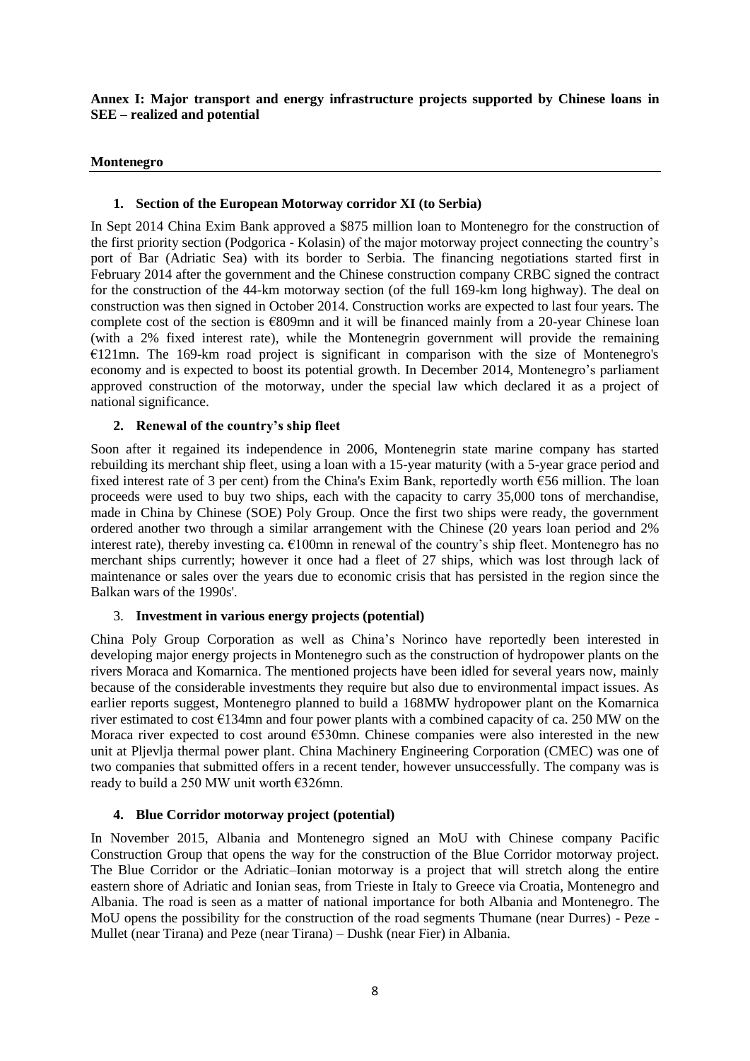**Annex I: Major transport and energy infrastructure projects supported by Chinese loans in SEE – realized and potential**

**Montenegro**

1. **Section of the European Motorway corridor XI (to Serbia)**

In Sept 2014 China Exim Bank approved a $875 million loan to Montenegro for the construction of the first priority section (Podgorica - Kolasin) of the major motorway project connecting the country's port of Bar (Adriatic Sea) with its border to Serbia. The financing negotiations started first in February 2014 after the government and the Chinese construction company CRBC signed the contract for the construction of the 44-km motorway section (of the full 169-km long highway). The deal on construction was then signed in October 2014. Construction works are expected to last four years. The complete cost of the section is €809mn and it will be financed mainly from a 20-year Chinese loan (with a 2% fixed interest rate), while the Montenegrin government will provide the remaining €121mn. The 169-km road project is significant in comparison with the size of Montenegro's economy and is expected to boost its potential growth. In December 2014, Montenegro's parliament approved construction of the motorway, under the special law which declared it as a project of national significance.

2. **Renewal of the country's ship fleet**

Soon after it regained its independence in 2006, Montenegrin state marine company has started rebuilding its merchant ship fleet, using a loan with a 15-year maturity (with a 5-year grace period and fixed interest rate of 3 per cent) from the China's Exim Bank, reportedly worth €56 million. The loan proceeds were used to buy two ships, each with the capacity to carry 35,000 tons of merchandise, made in China by Chinese (SOE) Poly Group. Once the first two ships were ready, the government ordered another two through a similar arrangement with the Chinese (20 years loan period and 2% interest rate), thereby investing ca. €100mn in renewal of the country's ship fleet. Montenegro has no merchant ships currently; however it once had a fleet of 27 ships, which was lost through lack of maintenance or sales over the years due to economic crisis that has persisted in the region since the Balkan wars of the 1990s'.

3. **Investment in various energy projects (potential)**

China Poly Group Corporation as well as China's Norinco have reportedly been interested in developing major energy projects in Montenegro such as the construction of hydropower plants on the rivers Moraca and Komarnica. The mentioned projects have been idled for several years now, mainly because of the considerable investments they require but also due to environmental impact issues. As earlier reports suggest, Montenegro planned to build a 168MW hydropower plant on the Komarnica river estimated to cost €134mn and four power plants with a combined capacity of ca. 250 MW on the Moraca river expected to cost around €530mn. Chinese companies were also interested in the new unit at Pljevlja thermal power plant. China Machinery Engineering Corporation (CMEC) was one of two companies that submitted offers in a recent tender, however unsuccessfully. The company was is ready to build a 250 MW unit worth €326mn.

4. **Blue Corridor motorway project (potential)**

In November 2015, Albania and Montenegro signed an MoU with Chinese company Pacific Construction Group that opens the way for the construction of the Blue Corridor motorway project. The Blue Corridor or the Adriatic–Ionian motorway is a project that will stretch along the entire eastern shore of Adriatic and Ionian seas, from Trieste in Italy to Greece via Croatia, Montenegro and Albania. The road is seen as a matter of national importance for both Albania and Montenegro. The MoU opens the possibility for the construction of the road segments Thumane (near Durres) - Peze - Mullet (near Tirana) and Peze (near Tirana) – Dushk (near Fier) in Albania.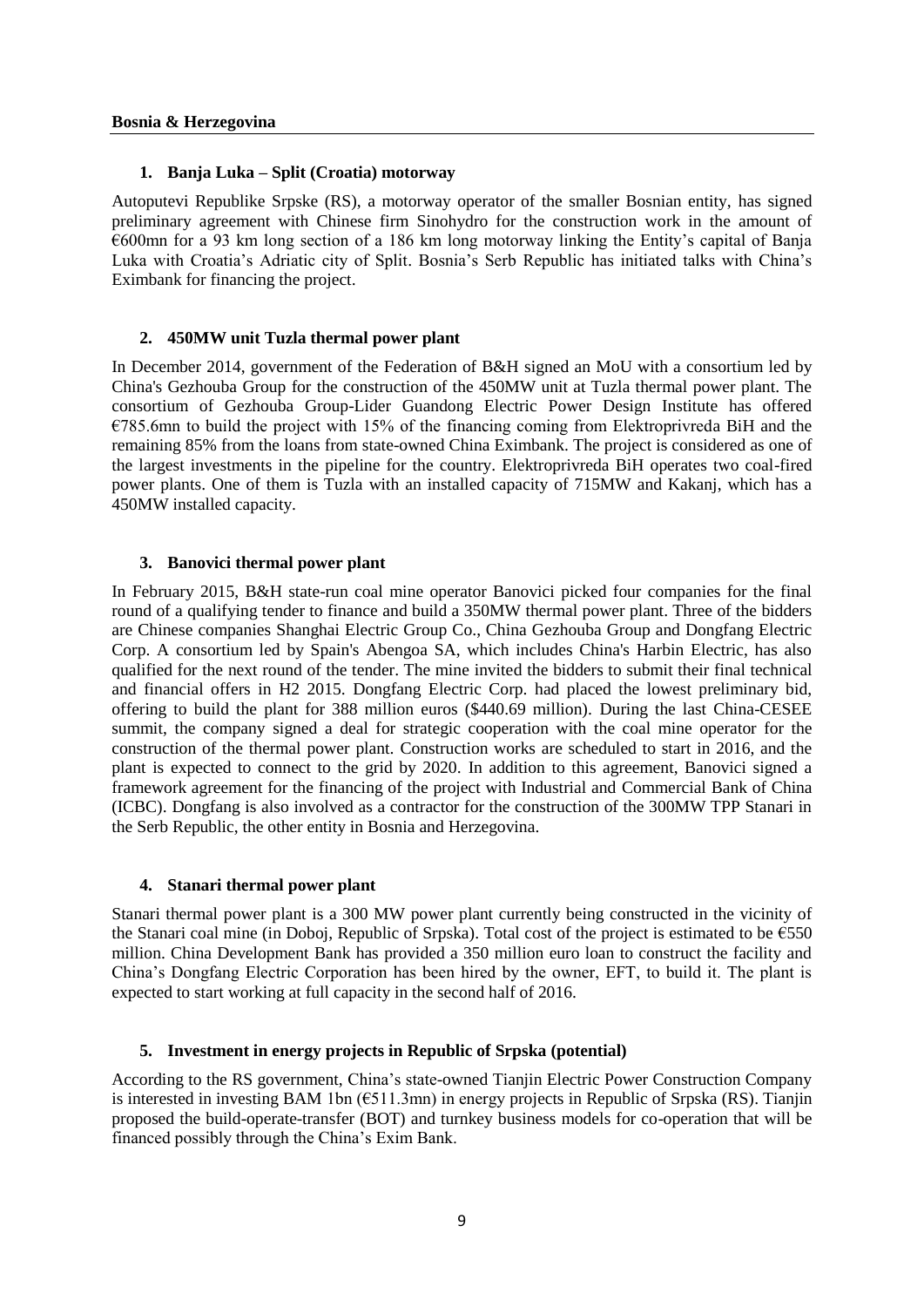**Bosnia & Herzegovina**

### 1. Banja Luka – Split (Croatia) motorway

Autoputevi Republike Srpske (RS), a motorway operator of the smaller Bosnian entity, has signed preliminary agreement with Chinese firm Sinohydro for the construction work in the amount of €600mn for a 93 km long section of a 186 km long motorway linking the Entity's capital of Banja Luka with Croatia's Adriatic city of Split. Bosnia's Serb Republic has initiated talks with China's Eximbank for financing the project.

### 2. 450MW unit Tuzla thermal power plant

In December 2014, government of the Federation of B&H signed an MoU with a consortium led by China's Gezhouba Group for the construction of the 450MW unit at Tuzla thermal power plant. The consortium of Gezhouba Group-Lider Guandong Electric Power Design Institute has offered €785.6mn to build the project with 15% of the financing coming from Elektroprivreda BiH and the remaining 85% from the loans from state-owned China Eximbank. The project is considered as one of the largest investments in the pipeline for the country. Elektroprivreda BiH operates two coal-fired power plants. One of them is Tuzla with an installed capacity of 715MW and Kakanj, which has a 450MW installed capacity.

### 3. Banovici thermal power plant

In February 2015, B&H state-run coal mine operator Banovici picked four companies for the final round of a qualifying tender to finance and build a 350MW thermal power plant. Three of the bidders are Chinese companies Shanghai Electric Group Co., China Gezhouba Group and Dongfang Electric Corp. A consortium led by Spain's Abengoa SA, which includes China's Harbin Electric, has also qualified for the next round of the tender. The mine invited the bidders to submit their final technical and financial offers in H2 2015. Dongfang Electric Corp. had placed the lowest preliminary bid, offering to build the plant for 388 million euros ($440.69 million). During the last China-CESEE summit, the company signed a deal for strategic cooperation with the coal mine operator for the construction of the thermal power plant. Construction works are scheduled to start in 2016, and the plant is expected to connect to the grid by 2020. In addition to this agreement, Banovici signed a framework agreement for the financing of the project with Industrial and Commercial Bank of China (ICBC). Dongfang is also involved as a contractor for the construction of the 300MW TPP Stanari in the Serb Republic, the other entity in Bosnia and Herzegovina.

### 4. Stanari thermal power plant

Stanari thermal power plant is a 300 MW power plant currently being constructed in the vicinity of the Stanari coal mine (in Doboj, Republic of Srpska). Total cost of the project is estimated to be €550 million. China Development Bank has provided a 350 million euro loan to construct the facility and China's Dongfang Electric Corporation has been hired by the owner, EFT, to build it. The plant is expected to start working at full capacity in the second half of 2016.

### 5. Investment in energy projects in Republic of Srpska (potential)

According to the RS government, China's state-owned Tianjin Electric Power Construction Company is interested in investing BAM 1bn (€511.3mn) in energy projects in Republic of Srpska (RS). Tianjin proposed the build-operate-transfer (BOT) and turnkey business models for co-operation that will be financed possibly through the China's Exim Bank.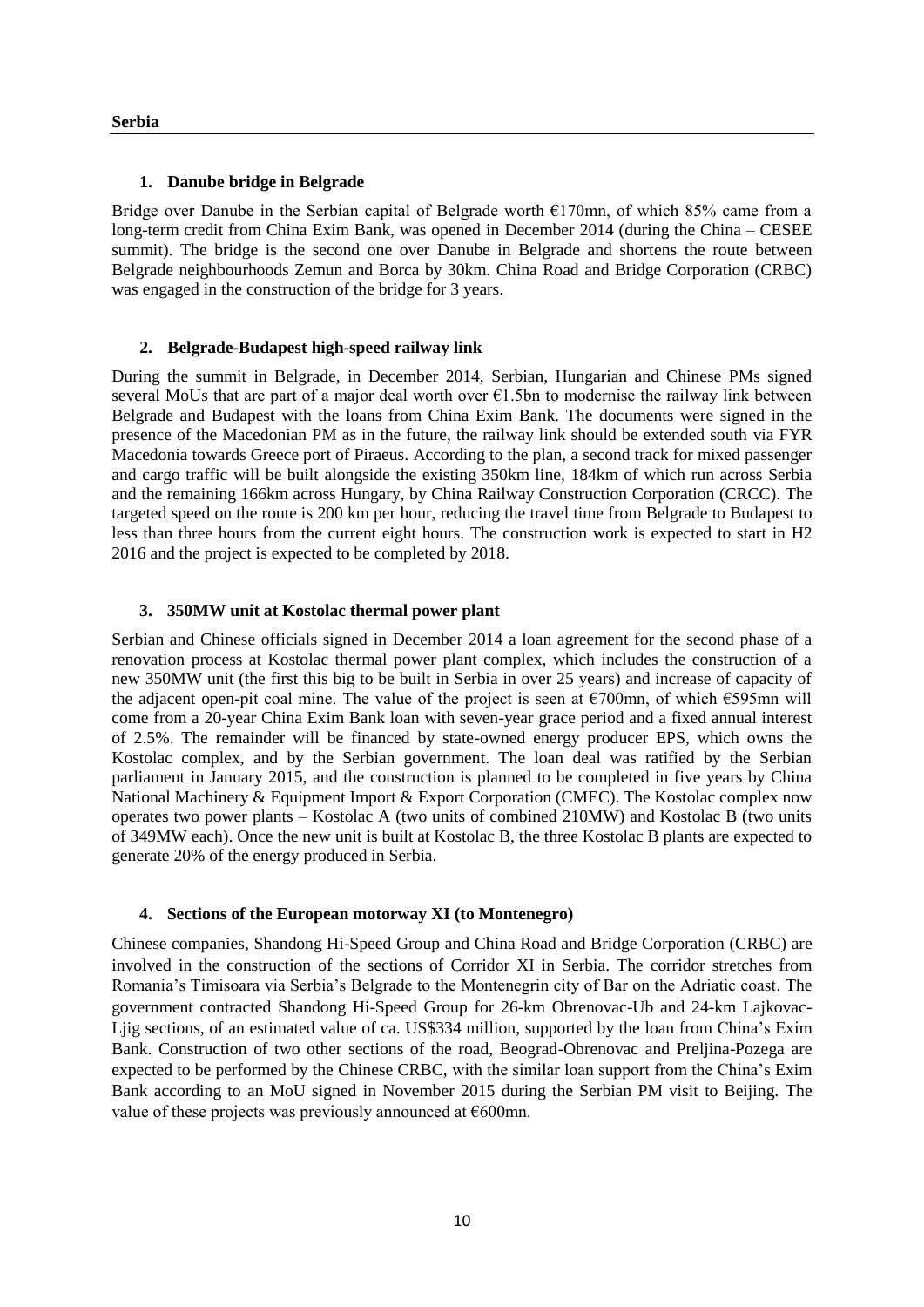**Serbia**

1. **Danube bridge in Belgrade**

Bridge over Danube in the Serbian capital of Belgrade worth €170mn, of which 85% came from a long-term credit from China Exim Bank, was opened in December 2014 (during the China – CESEE summit). The bridge is the second one over Danube in Belgrade and shortens the route between Belgrade neighbourhoods Zemun and Borca by 30km. China Road and Bridge Corporation (CRBC) was engaged in the construction of the bridge for 3 years.

2. **Belgrade-Budapest high-speed railway link**

During the summit in Belgrade, in December 2014, Serbian, Hungarian and Chinese PMs signed several MoUs that are part of a major deal worth over €1.5bn to modernise the railway link between Belgrade and Budapest with the loans from China Exim Bank. The documents were signed in the presence of the Macedonian PM as in the future, the railway link should be extended south via FYR Macedonia towards Greece port of Piraeus. According to the plan, a second track for mixed passenger and cargo traffic will be built alongside the existing 350km line, 184km of which run across Serbia and the remaining 166km across Hungary, by China Railway Construction Corporation (CRCC). The targeted speed on the route is 200 km per hour, reducing the travel time from Belgrade to Budapest to less than three hours from the current eight hours. The construction work is expected to start in H2 2016 and the project is expected to be completed by 2018.

3. **350MW unit at Kostolac thermal power plant**

Serbian and Chinese officials signed in December 2014 a loan agreement for the second phase of a renovation process at Kostolac thermal power plant complex, which includes the construction of a new 350MW unit (the first this big to be built in Serbia in over 25 years) and increase of capacity of the adjacent open-pit coal mine. The value of the project is seen at €700mn, of which €595mn will come from a 20-year China Exim Bank loan with seven-year grace period and a fixed annual interest of 2.5%. The remainder will be financed by state-owned energy producer EPS, which owns the Kostolac complex, and by the Serbian government. The loan deal was ratified by the Serbian parliament in January 2015, and the construction is planned to be completed in five years by China National Machinery & Equipment Import & Export Corporation (CMEC). The Kostolac complex now operates two power plants – Kostolac A (two units of combined 210MW) and Kostolac B (two units of 349MW each). Once the new unit is built at Kostolac B, the three Kostolac B plants are expected to generate 20% of the energy produced in Serbia.

4. **Sections of the European motorway XI (to Montenegro)**

Chinese companies, Shandong Hi-Speed Group and China Road and Bridge Corporation (CRBC) are involved in the construction of the sections of Corridor XI in Serbia. The corridor stretches from Romania's Timisoara via Serbia's Belgrade to the Montenegrin city of Bar on the Adriatic coast. The government contracted Shandong Hi-Speed Group for 26-km Obrenovac-Ub and 24-km Lajkovac-Ljig sections, of an estimated value of ca. US$334 million, supported by the loan from China's Exim Bank. Construction of two other sections of the road, Beograd-Obrenovac and Preljina-Pozega are expected to be performed by the Chinese CRBC, with the similar loan support from the China's Exim Bank according to an MoU signed in November 2015 during the Serbian PM visit to Beijing. The value of these projects was previously announced at €600mn.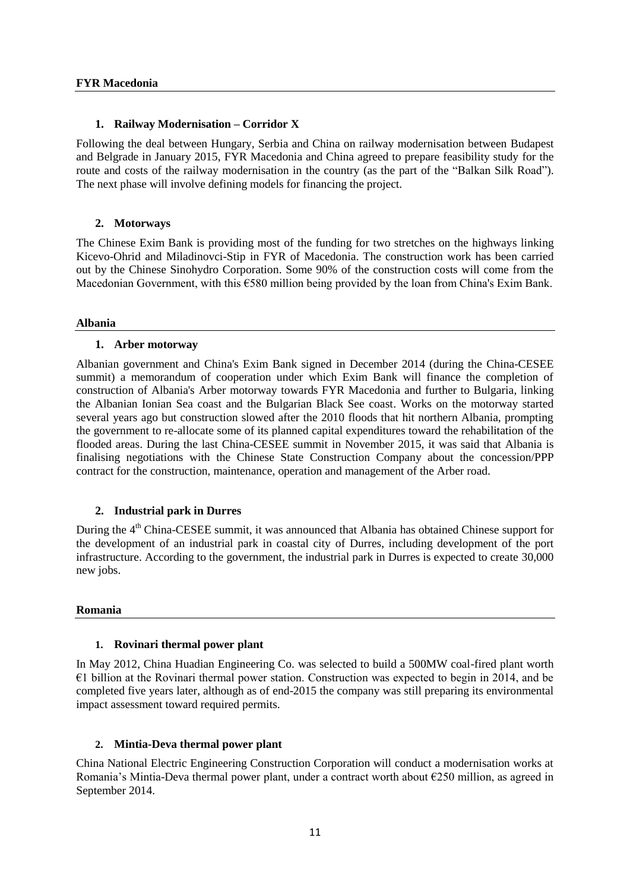## FYR Macedonia

### 1. Railway Modernisation – Corridor X

Following the deal between Hungary, Serbia and China on railway modernisation between Budapest and Belgrade in January 2015, FYR Macedonia and China agreed to prepare feasibility study for the route and costs of the railway modernisation in the country (as the part of the "Balkan Silk Road"). The next phase will involve defining models for financing the project.

### 2. Motorways

The Chinese Exim Bank is providing most of the funding for two stretches on the highways linking Kicevo-Ohrid and Miladinovci-Stip in FYR of Macedonia. The construction work has been carried out by the Chinese Sinohydro Corporation. Some 90% of the construction costs will come from the Macedonian Government, with this €580 million being provided by the loan from China's Exim Bank.

## Albania

### 1. Arber motorway

Albanian government and China's Exim Bank signed in December 2014 (during the China-CESEE summit) a memorandum of cooperation under which Exim Bank will finance the completion of construction of Albania's Arber motorway towards FYR Macedonia and further to Bulgaria, linking the Albanian Ionian Sea coast and the Bulgarian Black See coast. Works on the motorway started several years ago but construction slowed after the 2010 floods that hit northern Albania, prompting the government to re-allocate some of its planned capital expenditures toward the rehabilitation of the flooded areas. During the last China-CESEE summit in November 2015, it was said that Albania is finalising negotiations with the Chinese State Construction Company about the concession/PPP contract for the construction, maintenance, operation and management of the Arber road.

### 2. Industrial park in Durres

During the 4th China-CESEE summit, it was announced that Albania has obtained Chinese support for the development of an industrial park in coastal city of Durres, including development of the port infrastructure. According to the government, the industrial park in Durres is expected to create 30,000 new jobs.

## Romania

### 1. Rovinari thermal power plant

In May 2012, China Huadian Engineering Co. was selected to build a 500MW coal-fired plant worth €1 billion at the Rovinari thermal power station. Construction was expected to begin in 2014, and be completed five years later, although as of end-2015 the company was still preparing its environmental impact assessment toward required permits.

### 2. Mintia-Deva thermal power plant

China National Electric Engineering Construction Corporation will conduct a modernisation works at Romania's Mintia-Deva thermal power plant, under a contract worth about €250 million, as agreed in September 2014.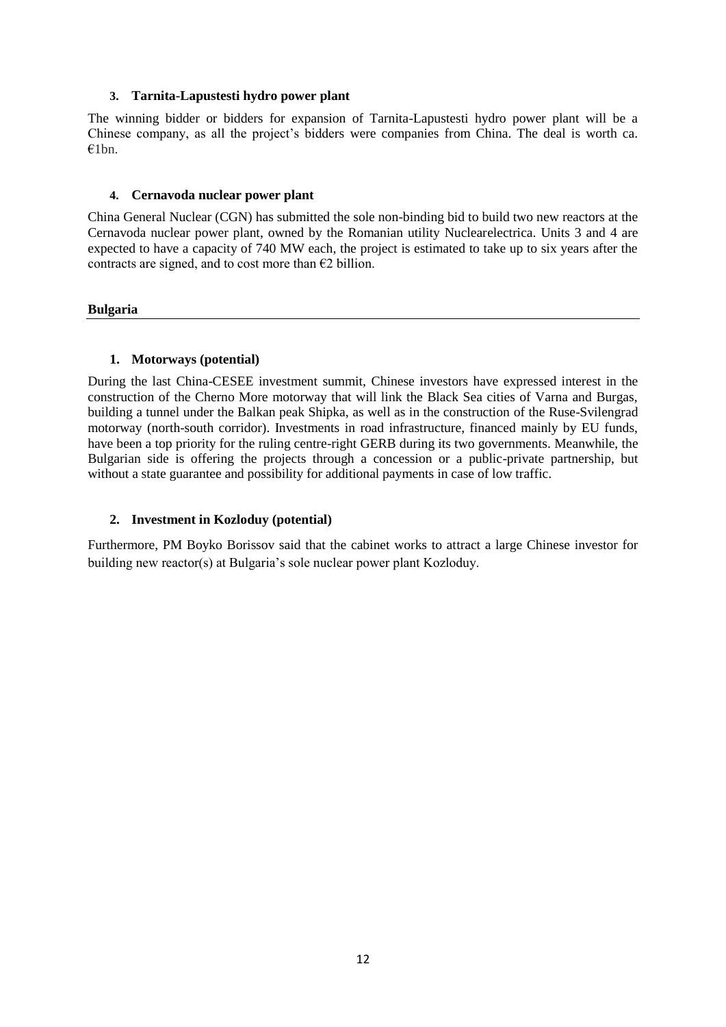### 3. Tarnita-Lapustesti hydro power plant

The winning bidder or bidders for expansion of Tarnita-Lapustesti hydro power plant will be a Chinese company, as all the project's bidders were companies from China. The deal is worth ca. €1bn.

### 4. Cernavoda nuclear power plant

China General Nuclear (CGN) has submitted the sole non-binding bid to build two new reactors at the Cernavoda nuclear power plant, owned by the Romanian utility Nuclearelectrica. Units 3 and 4 are expected to have a capacity of 740 MW each, the project is estimated to take up to six years after the contracts are signed, and to cost more than €2 billion.

## Bulgaria

### 1. Motorways (potential)

During the last China-CESEE investment summit, Chinese investors have expressed interest in the construction of the Cherno More motorway that will link the Black Sea cities of Varna and Burgas, building a tunnel under the Balkan peak Shipka, as well as in the construction of the Ruse-Svilengrad motorway (north-south corridor). Investments in road infrastructure, financed mainly by EU funds, have been a top priority for the ruling centre-right GERB during its two governments. Meanwhile, the Bulgarian side is offering the projects through a concession or a public-private partnership, but without a state guarantee and possibility for additional payments in case of low traffic.

### 2. Investment in Kozloduy (potential)

Furthermore, PM Boyko Borissov said that the cabinet works to attract a large Chinese investor for building new reactor(s) at Bulgaria's sole nuclear power plant Kozloduy.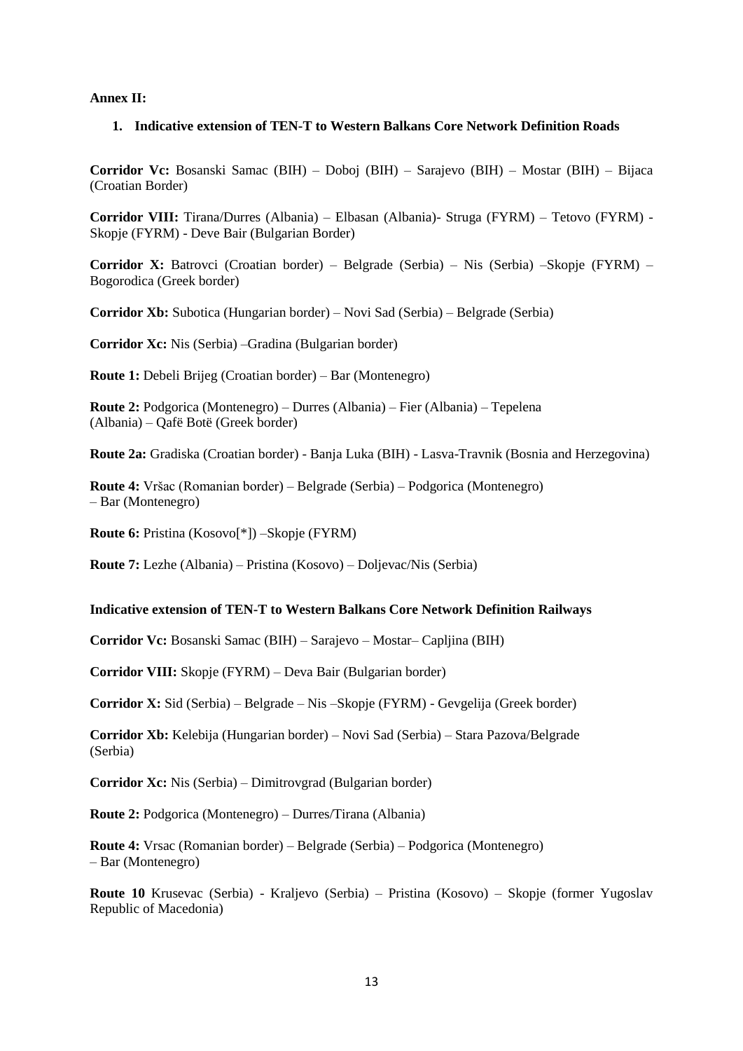**Annex II:**

**1. Indicative extension of TEN-T to Western Balkans Core Network Definition Roads**

**Corridor Vc:** Bosanski Samac (BIH) – Doboj (BIH) – Sarajevo (BIH) – Mostar (BIH) – Bijaca (Croatian Border)

**Corridor VIII:** Tirana/Durres (Albania) – Elbasan (Albania)- Struga (FYRM) – Tetovo (FYRM) - Skopje (FYRM) - Deve Bair (Bulgarian Border)

**Corridor X:** Batrovci (Croatian border) – Belgrade (Serbia) – Nis (Serbia) –Skopje (FYRM) – Bogorodica (Greek border)

**Corridor Xb:** Subotica (Hungarian border) – Novi Sad (Serbia) – Belgrade (Serbia)

**Corridor Xc:** Nis (Serbia) –Gradina (Bulgarian border)

**Route 1:** Debeli Brijeg (Croatian border) – Bar (Montenegro)

**Route 2:** Podgorica (Montenegro) – Durres (Albania) – Fier (Albania) – Tepelena (Albania) – Qafë Botë (Greek border)

**Route 2a:** Gradiska (Croatian border) - Banja Luka (BIH) - Lasva-Travnik (Bosnia and Herzegovina)

**Route 4:** Vršac (Romanian border) – Belgrade (Serbia) – Podgorica (Montenegro) – Bar (Montenegro)

**Route 6:** Pristina (Kosovo[*]) –Skopje (FYRM)

**Route 7:** Lezhe (Albania) – Pristina (Kosovo) – Doljevac/Nis (Serbia)

**Indicative extension of TEN-T to Western Balkans Core Network Definition Railways**

**Corridor Vc:** Bosanski Samac (BIH) – Sarajevo – Mostar– Capljina (BIH)

**Corridor VIII:** Skopje (FYRM) – Deva Bair (Bulgarian border)

**Corridor X:** Sid (Serbia) – Belgrade – Nis –Skopje (FYRM) - Gevgelija (Greek border)

**Corridor Xb:** Kelebija (Hungarian border) – Novi Sad (Serbia) – Stara Pazova/Belgrade (Serbia)

**Corridor Xc:** Nis (Serbia) – Dimitrovgrad (Bulgarian border)

**Route 2:** Podgorica (Montenegro) – Durres/Tirana (Albania)

**Route 4:** Vrsac (Romanian border) – Belgrade (Serbia) – Podgorica (Montenegro) – Bar (Montenegro)

**Route 10** Krusevac (Serbia) - Kraljevo (Serbia) – Pristina (Kosovo) – Skopje (former Yugoslav Republic of Macedonia)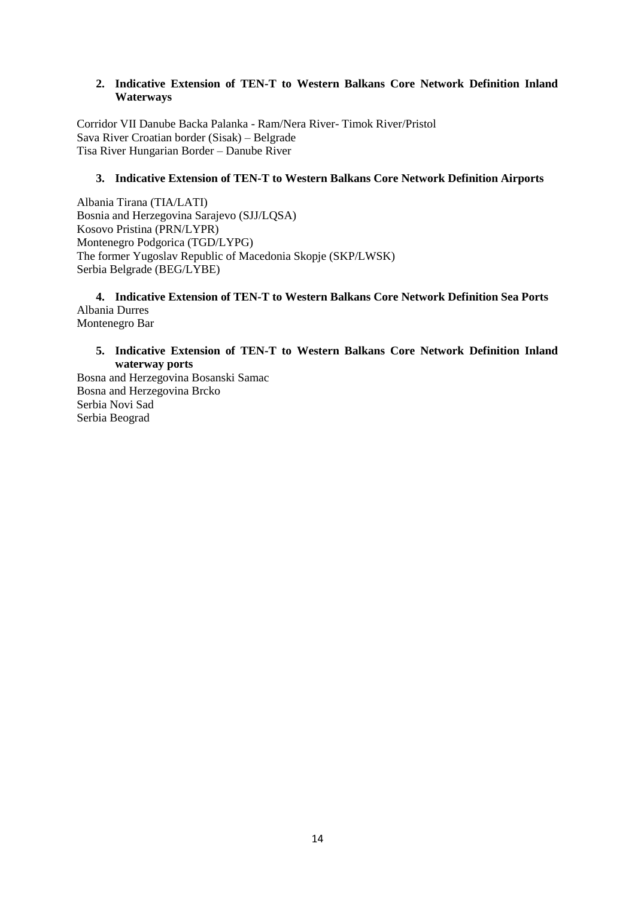## 2. Indicative Extension of TEN-T to Western Balkans Core Network Definition Inland Waterways

Corridor VII Danube Backa Palanka - Ram/Nera River- Timok River/Pristol
Sava River Croatian border (Sisak) – Belgrade
Tisa River Hungarian Border – Danube River

## 3. Indicative Extension of TEN-T to Western Balkans Core Network Definition Airports

Albania Tirana (TIA/LATI)
Bosnia and Herzegovina Sarajevo (SJJ/LQSA)
Kosovo Pristina (PRN/LYPR)
Montenegro Podgorica (TGD/LYPG)
The former Yugoslav Republic of Macedonia Skopje (SKP/LWSK)
Serbia Belgrade (BEG/LYBE)

## 4. Indicative Extension of TEN-T to Western Balkans Core Network Definition Sea Ports

Albania Durres
Montenegro Bar

## 5. Indicative Extension of TEN-T to Western Balkans Core Network Definition Inland waterway ports

Bosna and Herzegovina Bosanski Samac
Bosna and Herzegovina Brcko
Serbia Novi Sad
Serbia Beograd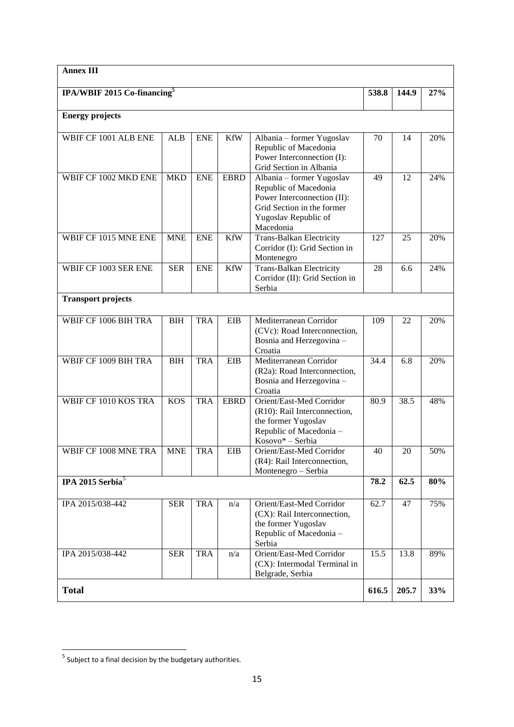| **Annex III** | | | | | | | |
|---|---|---|---|---|---|---|---|
| **IPA/WBIF 2015 Co-financing**[5] | | | | | **538.8** | **144.9** | **27%** |
| **Energy projects** | | | | | | | |
| WBIF CF 1001 ALB ENE | ALB | ENE | KfW | Albania – former Yugoslav Republic of Macedonia Power Interconnection (I): Grid Section in Albania | 70 | 14 | 20% |
| WBIF CF 1002 MKD ENE | MKD | ENE | EBRD | Albania – former Yugoslav Republic of Macedonia Power Interconnection (II): Grid Section in the former Yugoslav Republic of Macedonia | 49 | 12 | 24% |
| WBIF CF 1015 MNE ENE | MNE | ENE | KfW | Trans-Balkan Electricity Corridor (I): Grid Section in Montenegro | 127 | 25 | 20% |
| WBIF CF 1003 SER ENE | SER | ENE | KfW | Trans-Balkan Electricity Corridor (II): Grid Section in Serbia | 28 | 6.6 | 24% |
| **Transport projects** | | | | | | | |
| WBIF CF 1006 BIH TRA | BIH | TRA | EIB | Mediterranean Corridor (CVc): Road Interconnection, Bosnia and Herzegovina – Croatia | 109 | 22 | 20% |
| WBIF CF 1009 BIH TRA | BIH | TRA | EIB | Mediterranean Corridor (R2a): Road Interconnection, Bosnia and Herzegovina – Croatia | 34.4 | 6.8 | 20% |
| WBIF CF 1010 KOS TRA | KOS | TRA | EBRD | Orient/East-Med Corridor (R10): Rail Interconnection, the former Yugoslav Republic of Macedonia – Kosovo* – Serbia | 80.9 | 38.5 | 48% |
| WBIF CF 1008 MNE TRA | MNE | TRA | EIB | Orient/East-Med Corridor (R4): Rail Interconnection, Montenegro – Serbia | 40 | 20 | 50% |
| **IPA 2015 Serbia**[5] | | | | | **78.2** | **62.5** | **80%** |
| IPA 2015/038-442 | SER | TRA | n/a | Orient/East-Med Corridor (CX): Rail Interconnection, the former Yugoslav Republic of Macedonia – Serbia | 62.7 | 47 | 75% |
| IPA 2015/038-442 | SER | TRA | n/a | Orient/East-Med Corridor (CX): Intermodal Terminal in Belgrade, Serbia | 15.5 | 13.8 | 89% |
| **Total** | | | | | **616.5** | **205.7** | **33%** |

[5] Subject to a final decision by the budgetary authorities.